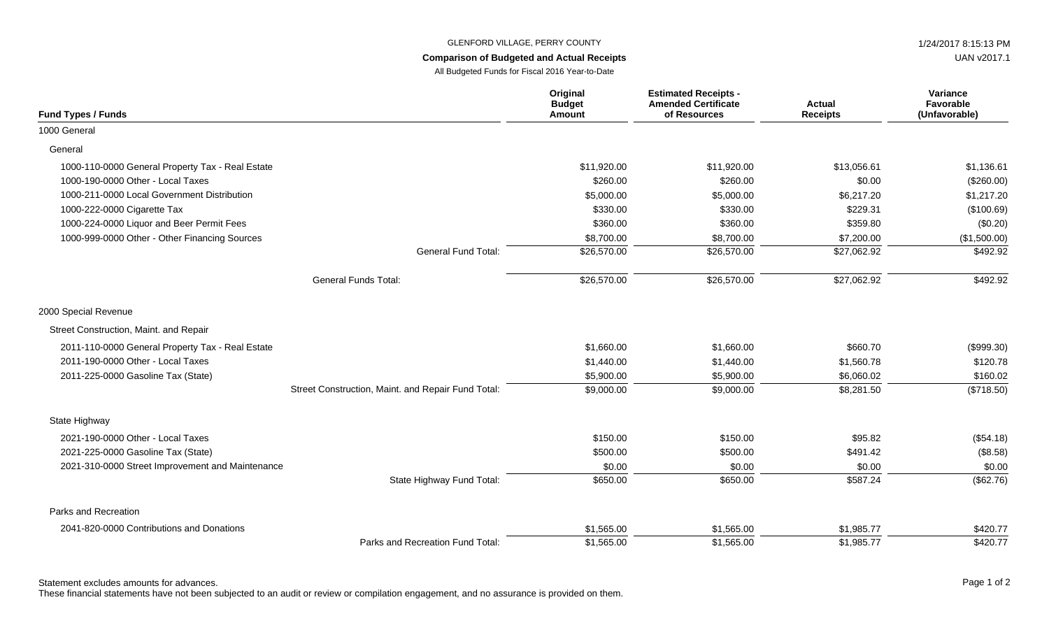GLENFORD VILLAGE, PERRY COUNTY

**Comparison of Budgeted and Actual Receipts**

All Budgeted Funds for Fiscal 2016 Year-to-Date

1/24/2017 8:15:13 PM

UAN v2017.1

| Fund Types / Funds | Original Budget Amount | Estimated Receipts - Amended Certificate of Resources | Actual Receipts | Variance Favorable (Unfavorable) |
|---|---|---|---|---|
| 1000 General | | | | |
| General | | | | |
| 1000-110-0000 General Property Tax - Real Estate | $11,920.00 | $11,920.00 | $13,056.61 | $1,136.61 |
| 1000-190-0000 Other - Local Taxes | $260.00 | $260.00 | $0.00 | ($260.00) |
| 1000-211-0000 Local Government Distribution | $5,000.00 | $5,000.00 | $6,217.20 | $1,217.20 |
| 1000-222-0000 Cigarette Tax | $330.00 | $330.00 | $229.31 | ($100.69) |
| 1000-224-0000 Liquor and Beer Permit Fees | $360.00 | $360.00 | $359.80 | ($0.20) |
| 1000-999-0000 Other - Other Financing Sources | $8,700.00 | $8,700.00 | $7,200.00 | ($1,500.00) |
| General Fund Total: | $26,570.00 | $26,570.00 | $27,062.92 | $492.92 |
| General Funds Total: | $26,570.00 | $26,570.00 | $27,062.92 | $492.92 |
| 2000 Special Revenue | | | | |
| Street Construction, Maint. and Repair | | | | |
| 2011-110-0000 General Property Tax - Real Estate | $1,660.00 | $1,660.00 | $660.70 | ($999.30) |
| 2011-190-0000 Other - Local Taxes | $1,440.00 | $1,440.00 | $1,560.78 | $120.78 |
| 2011-225-0000 Gasoline Tax (State) | $5,900.00 | $5,900.00 | $6,060.02 | $160.02 |
| Street Construction, Maint. and Repair Fund Total: | $9,000.00 | $9,000.00 | $8,281.50 | ($718.50) |
| State Highway | | | | |
| 2021-190-0000 Other - Local Taxes | $150.00 | $150.00 | $95.82 | ($54.18) |
| 2021-225-0000 Gasoline Tax (State) | $500.00 | $500.00 | $491.42 | ($8.58) |
| 2021-310-0000 Street Improvement and Maintenance | $0.00 | $0.00 | $0.00 | $0.00 |
| State Highway Fund Total: | $650.00 | $650.00 | $587.24 | ($62.76) |
| Parks and Recreation | | | | |
| 2041-820-0000 Contributions and Donations | $1,565.00 | $1,565.00 | $1,985.77 | $420.77 |
| Parks and Recreation Fund Total: | $1,565.00 | $1,565.00 | $1,985.77 | $420.77 |

Statement excludes amounts for advances.

These financial statements have not been subjected to an audit or review or compilation engagement, and no assurance is provided on them.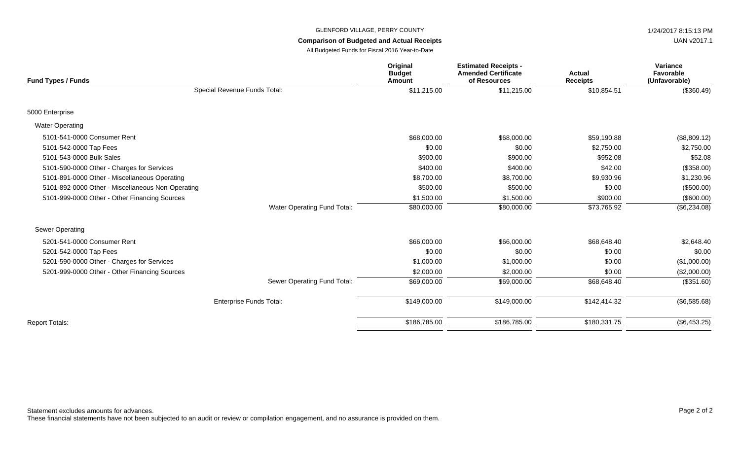GLENFORD VILLAGE, PERRY COUNTY

**Comparison of Budgeted and Actual Receipts**

All Budgeted Funds for Fiscal 2016 Year-to-Date

1/24/2017 8:15:13 PM

UAN v2017.1

| Fund Types / Funds | Original Budget Amount | Estimated Receipts - Amended Certificate of Resources | Actual Receipts | Variance Favorable (Unfavorable) |
|---|---|---|---|---|
| Special Revenue Funds Total: | $11,215.00 | $11,215.00 | $10,854.51 | ($360.49) |
| 5000 Enterprise | | | | |
| Water Operating | | | | |
| 5101-541-0000 Consumer Rent | $68,000.00 | $68,000.00 | $59,190.88 | ($8,809.12) |
| 5101-542-0000 Tap Fees | $0.00 | $0.00 | $2,750.00 | $2,750.00 |
| 5101-543-0000 Bulk Sales | $900.00 | $900.00 | $952.08 | $52.08 |
| 5101-590-0000 Other - Charges for Services | $400.00 | $400.00 | $42.00 | ($358.00) |
| 5101-891-0000 Other - Miscellaneous Operating | $8,700.00 | $8,700.00 | $9,930.96 | $1,230.96 |
| 5101-892-0000 Other - Miscellaneous Non-Operating | $500.00 | $500.00 | $0.00 | ($500.00) |
| 5101-999-0000 Other - Other Financing Sources | $1,500.00 | $1,500.00 | $900.00 | ($600.00) |
| Water Operating Fund Total: | $80,000.00 | $80,000.00 | $73,765.92 | ($6,234.08) |
| Sewer Operating | | | | |
| 5201-541-0000 Consumer Rent | $66,000.00 | $66,000.00 | $68,648.40 | $2,648.40 |
| 5201-542-0000 Tap Fees | $0.00 | $0.00 | $0.00 | $0.00 |
| 5201-590-0000 Other - Charges for Services | $1,000.00 | $1,000.00 | $0.00 | ($1,000.00) |
| 5201-999-0000 Other - Other Financing Sources | $2,000.00 | $2,000.00 | $0.00 | ($2,000.00) |
| Sewer Operating Fund Total: | $69,000.00 | $69,000.00 | $68,648.40 | ($351.60) |
| Enterprise Funds Total: | $149,000.00 | $149,000.00 | $142,414.32 | ($6,585.68) |
| Report Totals: | $186,785.00 | $186,785.00 | $180,331.75 | ($6,453.25) |

Statement excludes amounts for advances.

These financial statements have not been subjected to an audit or review or compilation engagement, and no assurance is provided on them.